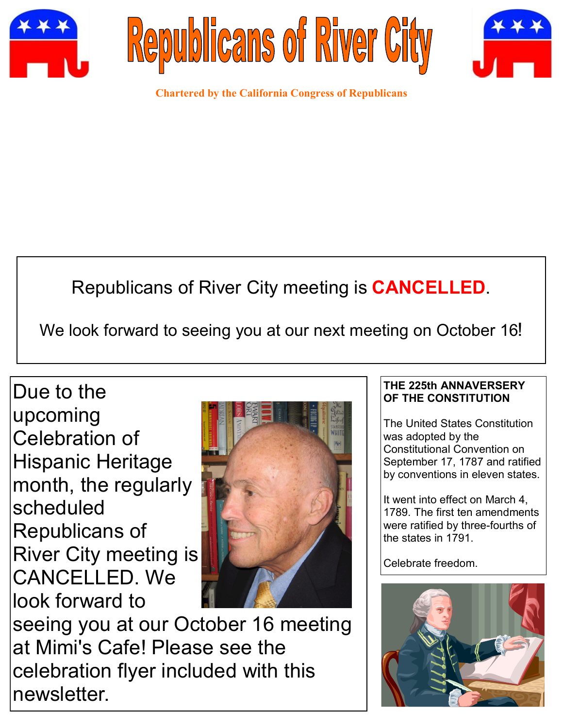# Republicans of River City

**Chartered by the California Congress of Republicans**

Republicans of River City meeting is **CANCELLED**.

We look forward to seeing you at our next meeting on October 16!

Due to the upcoming Celebration of Hispanic Heritage month, the regularly scheduled Republicans of River City meeting is CANCELLED. We look forward to seeing you at our October 16 meeting at Mimi's Cafe! Please see the celebration flyer included with this newsletter.

**THE 225th ANNAVERSERY OF THE CONSTITUTION**

The United States Constitution was adopted by the Constitutional Convention on September 17, 1787 and ratified by conventions in eleven states.

It went into effect on March 4, 1789. The first ten amendments were ratified by three-fourths of the states in 1791.

Celebrate freedom.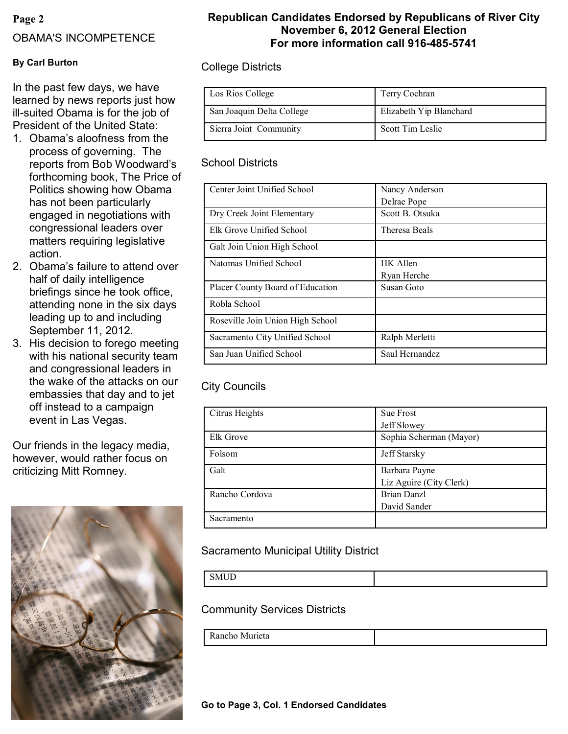# OBAMA'S INCOMPETENCE

**By Carl Burton**

In the past few days, we have learned by news reports just how ill-suited Obama is for the job of President of the United State:

1. Obama's aloofness from the process of governing. The reports from Bob Woodward's forthcoming book, The Price of Politics showing how Obama has not been particularly engaged in negotiations with congressional leaders over matters requiring legislative action.
2. Obama's failure to attend over half of daily intelligence briefings since he took office, attending none in the six days leading up to and including September 11, 2012.
3. His decision to forego meeting with his national security team and congressional leaders in the wake of the attacks on our embassies that day and to jet off instead to a campaign event in Las Vegas.

Our friends in the legacy media, however, would rather focus on criticizing Mitt Romney.

# Republican Candidates Endorsed by Republicans of River City
## November 6, 2012 General Election
## For more information call 916-485-5741

### College Districts

| | |
|---|---|
| Los Rios College | Terry Cochran |
| San Joaquin Delta College | Elizabeth Yip Blanchard |
| Sierra Joint Community | Scott Tim Leslie |

### School Districts

| | |
|---|---|
| Center Joint Unified School | Nancy Anderson<br>Delrae Pope |
| Dry Creek Joint Elementary | Scott B. Otsuka |
| Elk Grove Unified School | Theresa Beals |
| Galt Join Union High School | |
| Natomas Unified School | HK Allen<br>Ryan Herche |
| Placer County Board of Education | Susan Goto |
| Robla School | |
| Roseville Join Union High School | |
| Sacramento City Unified School | Ralph Merletti |
| San Juan Unified School | Saul Hernandez |

### City Councils

| | |
|---|---|
| Citrus Heights | Sue Frost<br>Jeff Slowey |
| Elk Grove | Sophia Scherman (Mayor) |
| Folsom | Jeff Starsky |
| Galt | Barbara Payne<br>Liz Aguire (City Clerk) |
| Rancho Cordova | Brian Danzl<br>David Sander |
| Sacramento | |

### Sacramento Municipal Utility District

| | |
|---|---|
| SMUD | |

### Community Services Districts

| | |
|---|---|
| Rancho Murieta | |

**Go to Page 3, Col. 1 Endorsed Candidates**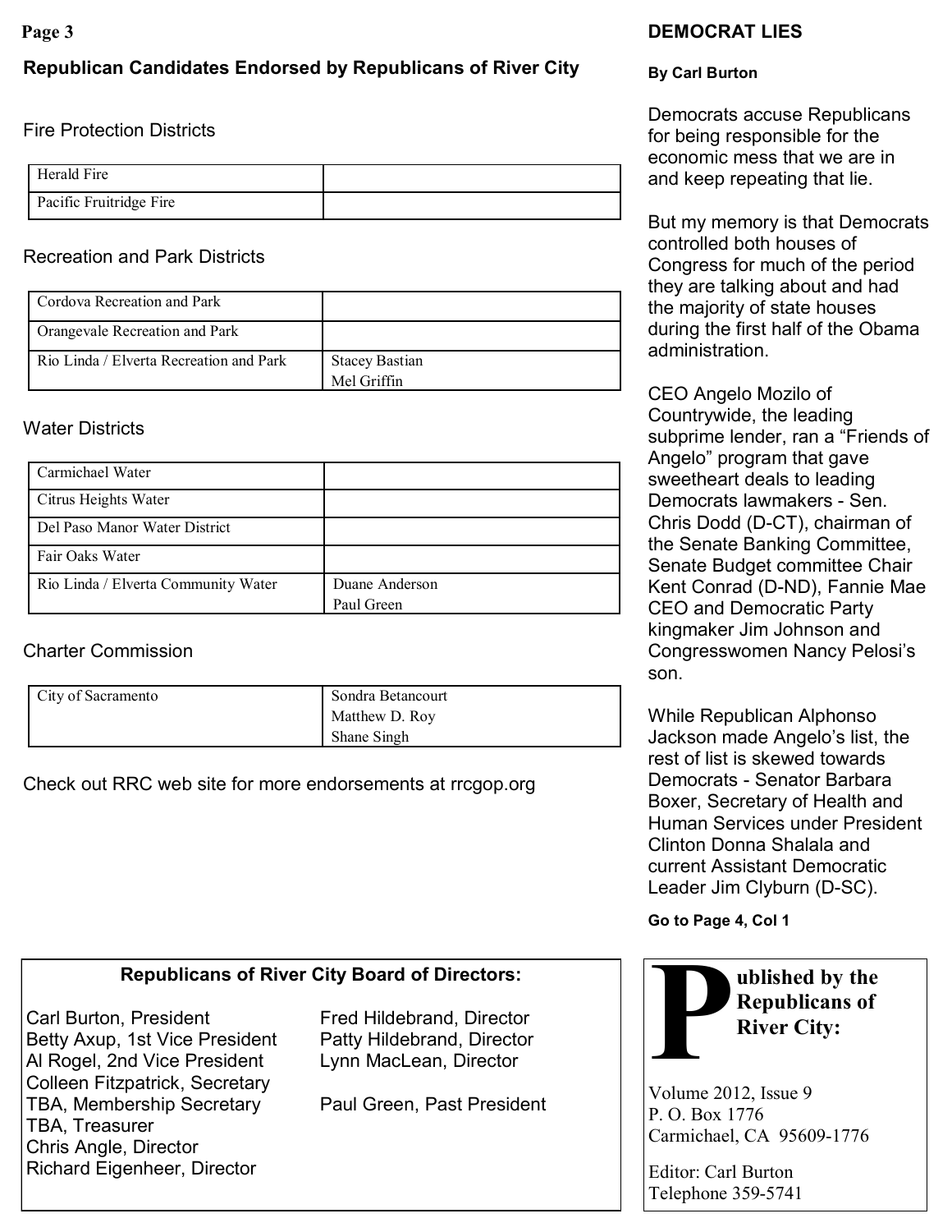## Republican Candidates Endorsed by Republicans of River City

### Fire Protection Districts

| | |
|---|---|
| Herald Fire | |
| Pacific Fruitridge Fire | |

### Recreation and Park Districts

| | |
|---|---|
| Cordova Recreation and Park | |
| Orangevale Recreation and Park | |
| Rio Linda / Elverta Recreation and Park | Stacey Bastian<br>Mel Griffin |

### Water Districts

| | |
|---|---|
| Carmichael Water | |
| Citrus Heights Water | |
| Del Paso Manor Water District | |
| Fair Oaks Water | |
| Rio Linda / Elverta Community Water | Duane Anderson<br>Paul Green |

### Charter Commission

| | |
|---|---|
| City of Sacramento | Sondra Betancourt<br>Matthew D. Roy<br>Shane Singh |

Check out RRC web site for more endorsements at rrcgop.org

## DEMOCRAT LIES

**By Carl Burton**

Democrats accuse Republicans for being responsible for the economic mess that we are in and keep repeating that lie.

But my memory is that Democrats controlled both houses of Congress for much of the period they are talking about and had the majority of state houses during the first half of the Obama administration.

CEO Angelo Mozilo of Countrywide, the leading subprime lender, ran a "Friends of Angelo" program that gave sweetheart deals to leading Democrats lawmakers - Sen. Chris Dodd (D-CT), chairman of the Senate Banking Committee, Senate Budget committee Chair Kent Conrad (D-ND), Fannie Mae CEO and Democratic Party kingmaker Jim Johnson and Congresswomen Nancy Pelosi's son.

While Republican Alphonso Jackson made Angelo's list, the rest of list is skewed towards Democrats - Senator Barbara Boxer, Secretary of Health and Human Services under President Clinton Donna Shalala and current Assistant Democratic Leader Jim Clyburn (D-SC).

**Go to Page 4, Col 1**

---

**Republicans of River City Board of Directors:**

Carl Burton, President
Betty Axup, 1st Vice President
Al Rogel, 2nd Vice President
Colleen Fitzpatrick, Secretary
TBA, Membership Secretary
TBA, Treasurer
Chris Angle, Director
Richard Eigenheer, Director
Fred Hildebrand, Director
Patty Hildebrand, Director
Lynn MacLean, Director

Paul Green, Past President

---

**Published by the Republicans of River City:**

Volume 2012, Issue 9
P. O. Box 1776
Carmichael, CA 95609-1776

Editor: Carl Burton
Telephone 359-5741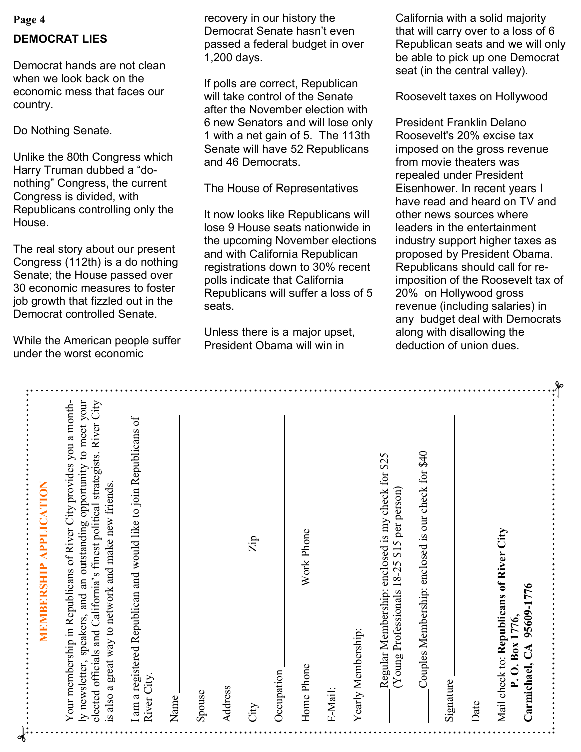## DEMOCRAT LIES

Democrat hands are not clean when we look back on the economic mess that faces our country.

Do Nothing Senate.

Unlike the 80th Congress which Harry Truman dubbed a "do-nothing" Congress, the current Congress is divided, with Republicans controlling only the House.

The real story about our present Congress (112th) is a do nothing Senate; the House passed over 30 economic measures to foster job growth that fizzled out in the Democrat controlled Senate.

While the American people suffer under the worst economic recovery in our history the Democrat Senate hasn't even passed a federal budget in over 1,200 days.

If polls are correct, Republican will take control of the Senate after the November election with 6 new Senators and will lose only 1 with a net gain of 5. The 113th Senate will have 52 Republicans and 46 Democrats.

The House of Representatives

It now looks like Republicans will lose 9 House seats nationwide in the upcoming November elections and with California Republican registrations down to 30% recent polls indicate that California Republicans will suffer a loss of 5 seats.

Unless there is a major upset, President Obama will win in California with a solid majority that will carry over to a loss of 6 Republican seats and we will only be able to pick up one Democrat seat (in the central valley).

Roosevelt taxes on Hollywood

President Franklin Delano Roosevelt's 20% excise tax imposed on the gross revenue from movie theaters was repealed under President Eisenhower. In recent years I have read and heard on TV and other news sources where leaders in the entertainment industry support higher taxes as proposed by President Obama. Republicans should call for re-imposition of the Roosevelt tax of 20% on Hollywood gross revenue (including salaries) in any budget deal with Democrats along with disallowing the deduction of union dues.

---

## MEMBERSHIP APPLICATION

Your membership in Republicans of River City provides you a monthly newsletter, speakers, and an outstanding opportunity to meet your elected officials and California's finest political strategists. River City is also a great way to network and make new friends.

I am a registered Republican and would like to join Republicans of River City.

Name ____________________

Spouse ____________________

Address ____________________

City ____________ Zip ____________

Occupation ____________________

Home Phone ____________ Work Phone ____________

E-Mail: ____________________

Yearly Membership:

____ Regular Membership: enclosed is my check for $25 (Young Professionals 18-25 $15 per person)

____ Couples Membership: enclosed is our check for $40

Signature ____________________

Date ____________________

Mail check to: **Republicans of River City**
**P. O. Box 1776,**
**Carmichael, CA 95609-1776**